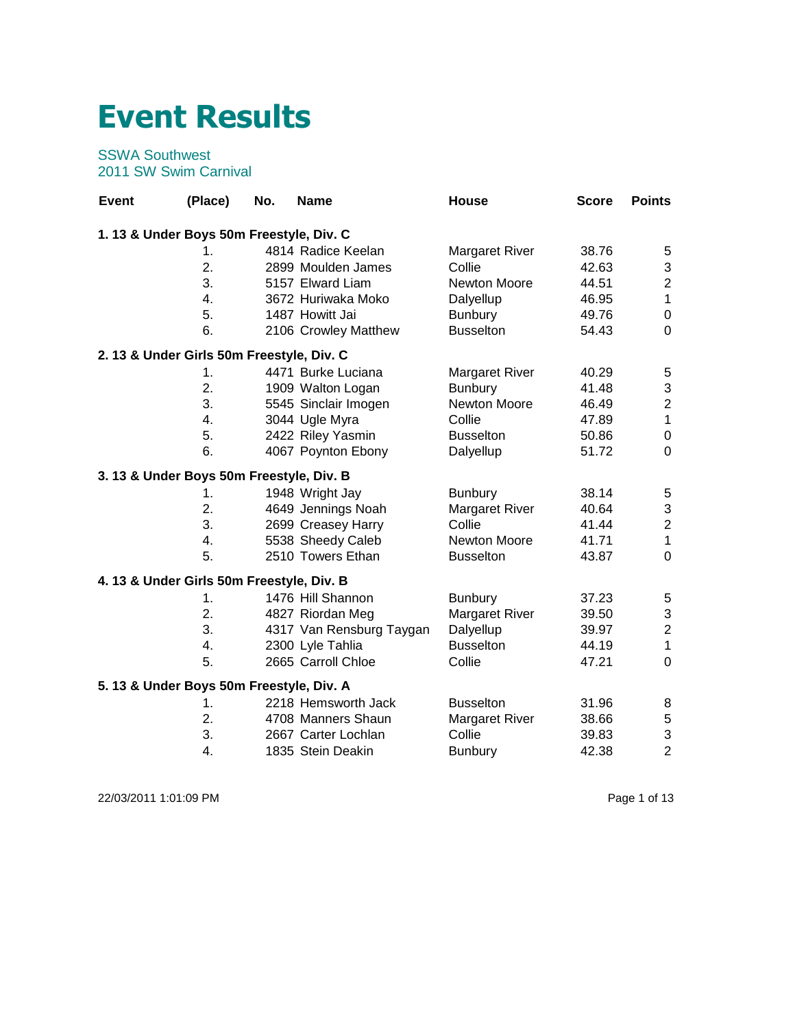# Event Results

SSWA Southwest
2011 SW Swim Carnival

| Event | (Place) | No. | Name | House | Score | Points |
|---|---|---|---|---|---|---|
| **1. 13 & Under Boys 50m Freestyle, Div. C** | | | | | | |
| | 1. | 4814 | Radice Keelan | Margaret River | 38.76 | 5 |
| | 2. | 2899 | Moulden James | Collie | 42.63 | 3 |
| | 3. | 5157 | Elward Liam | Newton Moore | 44.51 | 2 |
| | 4. | 3672 | Huriwaka Moko | Dalyellup | 46.95 | 1 |
| | 5. | 1487 | Howitt Jai | Bunbury | 49.76 | 0 |
| | 6. | 2106 | Crowley Matthew | Busselton | 54.43 | 0 |
| **2. 13 & Under Girls 50m Freestyle, Div. C** | | | | | | |
| | 1. | 4471 | Burke Luciana | Margaret River | 40.29 | 5 |
| | 2. | 1909 | Walton Logan | Bunbury | 41.48 | 3 |
| | 3. | 5545 | Sinclair Imogen | Newton Moore | 46.49 | 2 |
| | 4. | 3044 | Ugle Myra | Collie | 47.89 | 1 |
| | 5. | 2422 | Riley Yasmin | Busselton | 50.86 | 0 |
| | 6. | 4067 | Poynton Ebony | Dalyellup | 51.72 | 0 |
| **3. 13 & Under Boys 50m Freestyle, Div. B** | | | | | | |
| | 1. | 1948 | Wright Jay | Bunbury | 38.14 | 5 |
| | 2. | 4649 | Jennings Noah | Margaret River | 40.64 | 3 |
| | 3. | 2699 | Creasey Harry | Collie | 41.44 | 2 |
| | 4. | 5538 | Sheedy Caleb | Newton Moore | 41.71 | 1 |
| | 5. | 2510 | Towers Ethan | Busselton | 43.87 | 0 |
| **4. 13 & Under Girls 50m Freestyle, Div. B** | | | | | | |
| | 1. | 1476 | Hill Shannon | Bunbury | 37.23 | 5 |
| | 2. | 4827 | Riordan Meg | Margaret River | 39.50 | 3 |
| | 3. | 4317 | Van Rensburg Taygan | Dalyellup | 39.97 | 2 |
| | 4. | 2300 | Lyle Tahlia | Busselton | 44.19 | 1 |
| | 5. | 2665 | Carroll Chloe | Collie | 47.21 | 0 |
| **5. 13 & Under Boys 50m Freestyle, Div. A** | | | | | | |
| | 1. | 2218 | Hemsworth Jack | Busselton | 31.96 | 8 |
| | 2. | 4708 | Manners Shaun | Margaret River | 38.66 | 5 |
| | 3. | 2667 | Carter Lochlan | Collie | 39.83 | 3 |
| | 4. | 1835 | Stein Deakin | Bunbury | 42.38 | 2 |

22/03/2011 1:01:09 PM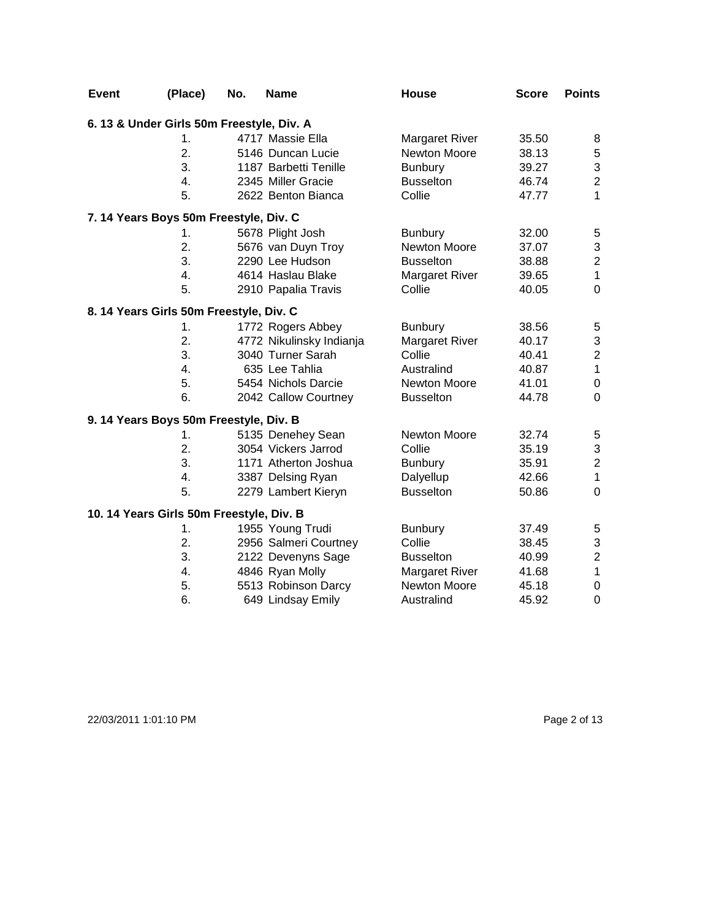| Event | (Place) | No. | Name | House | Score | Points |
|---|---|---|---|---|---|---|
| **6. 13 & Under Girls 50m Freestyle, Div. A** | | | | | | |
| | 1. | 4717 | Massie Ella | Margaret River | 35.50 | 8 |
| | 2. | 5146 | Duncan Lucie | Newton Moore | 38.13 | 5 |
| | 3. | 1187 | Barbetti Tenille | Bunbury | 39.27 | 3 |
| | 4. | 2345 | Miller Gracie | Busselton | 46.74 | 2 |
| | 5. | 2622 | Benton Bianca | Collie | 47.77 | 1 |
| **7. 14 Years Boys 50m Freestyle, Div. C** | | | | | | |
| | 1. | 5678 | Plight Josh | Bunbury | 32.00 | 5 |
| | 2. | 5676 | van Duyn Troy | Newton Moore | 37.07 | 3 |
| | 3. | 2290 | Lee Hudson | Busselton | 38.88 | 2 |
| | 4. | 4614 | Haslau Blake | Margaret River | 39.65 | 1 |
| | 5. | 2910 | Papalia Travis | Collie | 40.05 | 0 |
| **8. 14 Years Girls 50m Freestyle, Div. C** | | | | | | |
| | 1. | 1772 | Rogers Abbey | Bunbury | 38.56 | 5 |
| | 2. | 4772 | Nikulinsky Indianja | Margaret River | 40.17 | 3 |
| | 3. | 3040 | Turner Sarah | Collie | 40.41 | 2 |
| | 4. | 635 | Lee Tahlia | Australind | 40.87 | 1 |
| | 5. | 5454 | Nichols Darcie | Newton Moore | 41.01 | 0 |
| | 6. | 2042 | Callow Courtney | Busselton | 44.78 | 0 |
| **9. 14 Years Boys 50m Freestyle, Div. B** | | | | | | |
| | 1. | 5135 | Denehey Sean | Newton Moore | 32.74 | 5 |
| | 2. | 3054 | Vickers Jarrod | Collie | 35.19 | 3 |
| | 3. | 1171 | Atherton Joshua | Bunbury | 35.91 | 2 |
| | 4. | 3387 | Delsing Ryan | Dalyellup | 42.66 | 1 |
| | 5. | 2279 | Lambert Kieryn | Busselton | 50.86 | 0 |
| **10. 14 Years Girls 50m Freestyle, Div. B** | | | | | | |
| | 1. | 1955 | Young Trudi | Bunbury | 37.49 | 5 |
| | 2. | 2956 | Salmeri Courtney | Collie | 38.45 | 3 |
| | 3. | 2122 | Devenyns Sage | Busselton | 40.99 | 2 |
| | 4. | 4846 | Ryan Molly | Margaret River | 41.68 | 1 |
| | 5. | 5513 | Robinson Darcy | Newton Moore | 45.18 | 0 |
| | 6. | 649 | Lindsay Emily | Australind | 45.92 | 0 |

22/03/2011 1:01:10 PM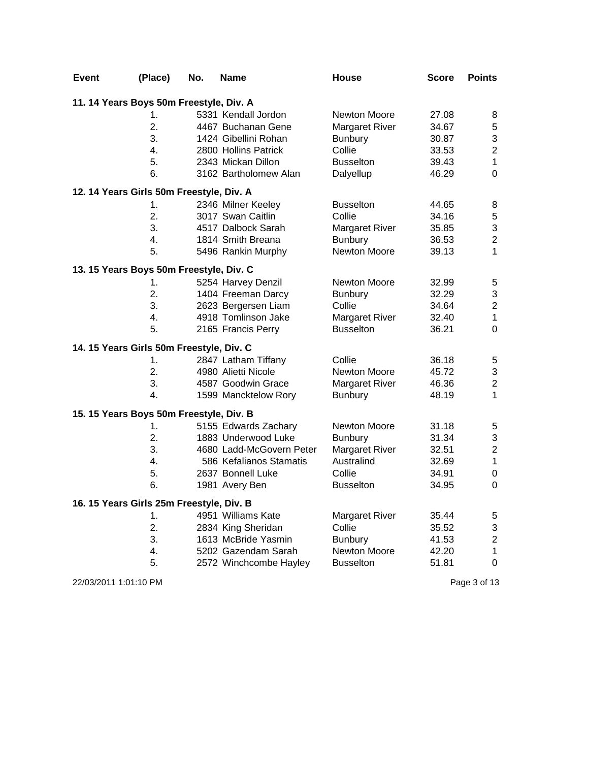| Event | (Place) | No. | Name | House | Score | Points |
|---|---|---|---|---|---|---|
| **11. 14 Years Boys 50m Freestyle, Div. A** | | | | | | |
| | 1. | 5331 | Kendall Jordon | Newton Moore | 27.08 | 8 |
| | 2. | 4467 | Buchanan Gene | Margaret River | 34.67 | 5 |
| | 3. | 1424 | Gibellini Rohan | Bunbury | 30.87 | 3 |
| | 4. | 2800 | Hollins Patrick | Collie | 33.53 | 2 |
| | 5. | 2343 | Mickan Dillon | Busselton | 39.43 | 1 |
| | 6. | 3162 | Bartholomew Alan | Dalyellup | 46.29 | 0 |
| **12. 14 Years Girls 50m Freestyle, Div. A** | | | | | | |
| | 1. | 2346 | Milner Keeley | Busselton | 44.65 | 8 |
| | 2. | 3017 | Swan Caitlin | Collie | 34.16 | 5 |
| | 3. | 4517 | Dalbock Sarah | Margaret River | 35.85 | 3 |
| | 4. | 1814 | Smith Breana | Bunbury | 36.53 | 2 |
| | 5. | 5496 | Rankin Murphy | Newton Moore | 39.13 | 1 |
| **13. 15 Years Boys 50m Freestyle, Div. C** | | | | | | |
| | 1. | 5254 | Harvey Denzil | Newton Moore | 32.99 | 5 |
| | 2. | 1404 | Freeman Darcy | Bunbury | 32.29 | 3 |
| | 3. | 2623 | Bergersen Liam | Collie | 34.64 | 2 |
| | 4. | 4918 | Tomlinson Jake | Margaret River | 32.40 | 1 |
| | 5. | 2165 | Francis Perry | Busselton | 36.21 | 0 |
| **14. 15 Years Girls 50m Freestyle, Div. C** | | | | | | |
| | 1. | 2847 | Latham Tiffany | Collie | 36.18 | 5 |
| | 2. | 4980 | Alietti Nicole | Newton Moore | 45.72 | 3 |
| | 3. | 4587 | Goodwin Grace | Margaret River | 46.36 | 2 |
| | 4. | 1599 | Mancktelow Rory | Bunbury | 48.19 | 1 |
| **15. 15 Years Boys 50m Freestyle, Div. B** | | | | | | |
| | 1. | 5155 | Edwards Zachary | Newton Moore | 31.18 | 5 |
| | 2. | 1883 | Underwood Luke | Bunbury | 31.34 | 3 |
| | 3. | 4680 | Ladd-McGovern Peter | Margaret River | 32.51 | 2 |
| | 4. | 586 | Kefalianos Stamatis | Australind | 32.69 | 1 |
| | 5. | 2637 | Bonnell Luke | Collie | 34.91 | 0 |
| | 6. | 1981 | Avery Ben | Busselton | 34.95 | 0 |
| **16. 15 Years Girls 25m Freestyle, Div. B** | | | | | | |
| | 1. | 4951 | Williams Kate | Margaret River | 35.44 | 5 |
| | 2. | 2834 | King Sheridan | Collie | 35.52 | 3 |
| | 3. | 1613 | McBride Yasmin | Bunbury | 41.53 | 2 |
| | 4. | 5202 | Gazendam Sarah | Newton Moore | 42.20 | 1 |
| | 5. | 2572 | Winchcombe Hayley | Busselton | 51.81 | 0 |

22/03/2011 1:01:10 PM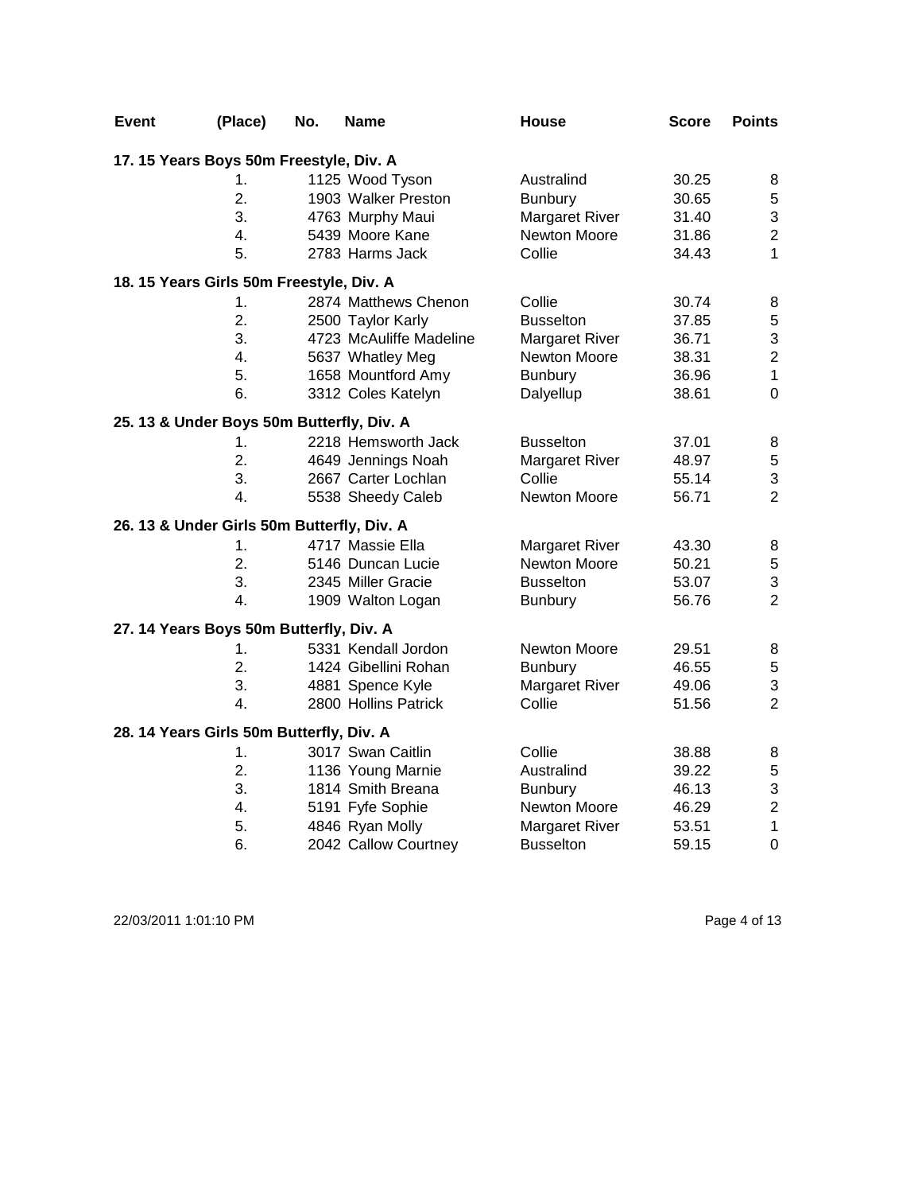| Event | (Place) | No. | Name | House | Score | Points |
|---|---|---|---|---|---|---|
| **17. 15 Years Boys 50m Freestyle, Div. A** | | | | | | |
| | 1. | 1125 | Wood Tyson | Australind | 30.25 | 8 |
| | 2. | 1903 | Walker Preston | Bunbury | 30.65 | 5 |
| | 3. | 4763 | Murphy Maui | Margaret River | 31.40 | 3 |
| | 4. | 5439 | Moore Kane | Newton Moore | 31.86 | 2 |
| | 5. | 2783 | Harms Jack | Collie | 34.43 | 1 |
| **18. 15 Years Girls 50m Freestyle, Div. A** | | | | | | |
| | 1. | 2874 | Matthews Chenon | Collie | 30.74 | 8 |
| | 2. | 2500 | Taylor Karly | Busselton | 37.85 | 5 |
| | 3. | 4723 | McAuliffe Madeline | Margaret River | 36.71 | 3 |
| | 4. | 5637 | Whatley Meg | Newton Moore | 38.31 | 2 |
| | 5. | 1658 | Mountford Amy | Bunbury | 36.96 | 1 |
| | 6. | 3312 | Coles Katelyn | Dalyellup | 38.61 | 0 |
| **25. 13 & Under Boys 50m Butterfly, Div. A** | | | | | | |
| | 1. | 2218 | Hemsworth Jack | Busselton | 37.01 | 8 |
| | 2. | 4649 | Jennings Noah | Margaret River | 48.97 | 5 |
| | 3. | 2667 | Carter Lochlan | Collie | 55.14 | 3 |
| | 4. | 5538 | Sheedy Caleb | Newton Moore | 56.71 | 2 |
| **26. 13 & Under Girls 50m Butterfly, Div. A** | | | | | | |
| | 1. | 4717 | Massie Ella | Margaret River | 43.30 | 8 |
| | 2. | 5146 | Duncan Lucie | Newton Moore | 50.21 | 5 |
| | 3. | 2345 | Miller Gracie | Busselton | 53.07 | 3 |
| | 4. | 1909 | Walton Logan | Bunbury | 56.76 | 2 |
| **27. 14 Years Boys 50m Butterfly, Div. A** | | | | | | |
| | 1. | 5331 | Kendall Jordon | Newton Moore | 29.51 | 8 |
| | 2. | 1424 | Gibellini Rohan | Bunbury | 46.55 | 5 |
| | 3. | 4881 | Spence Kyle | Margaret River | 49.06 | 3 |
| | 4. | 2800 | Hollins Patrick | Collie | 51.56 | 2 |
| **28. 14 Years Girls 50m Butterfly, Div. A** | | | | | | |
| | 1. | 3017 | Swan Caitlin | Collie | 38.88 | 8 |
| | 2. | 1136 | Young Marnie | Australind | 39.22 | 5 |
| | 3. | 1814 | Smith Breana | Bunbury | 46.13 | 3 |
| | 4. | 5191 | Fyfe Sophie | Newton Moore | 46.29 | 2 |
| | 5. | 4846 | Ryan Molly | Margaret River | 53.51 | 1 |
| | 6. | 2042 | Callow Courtney | Busselton | 59.15 | 0 |

22/03/2011 1:01:10 PM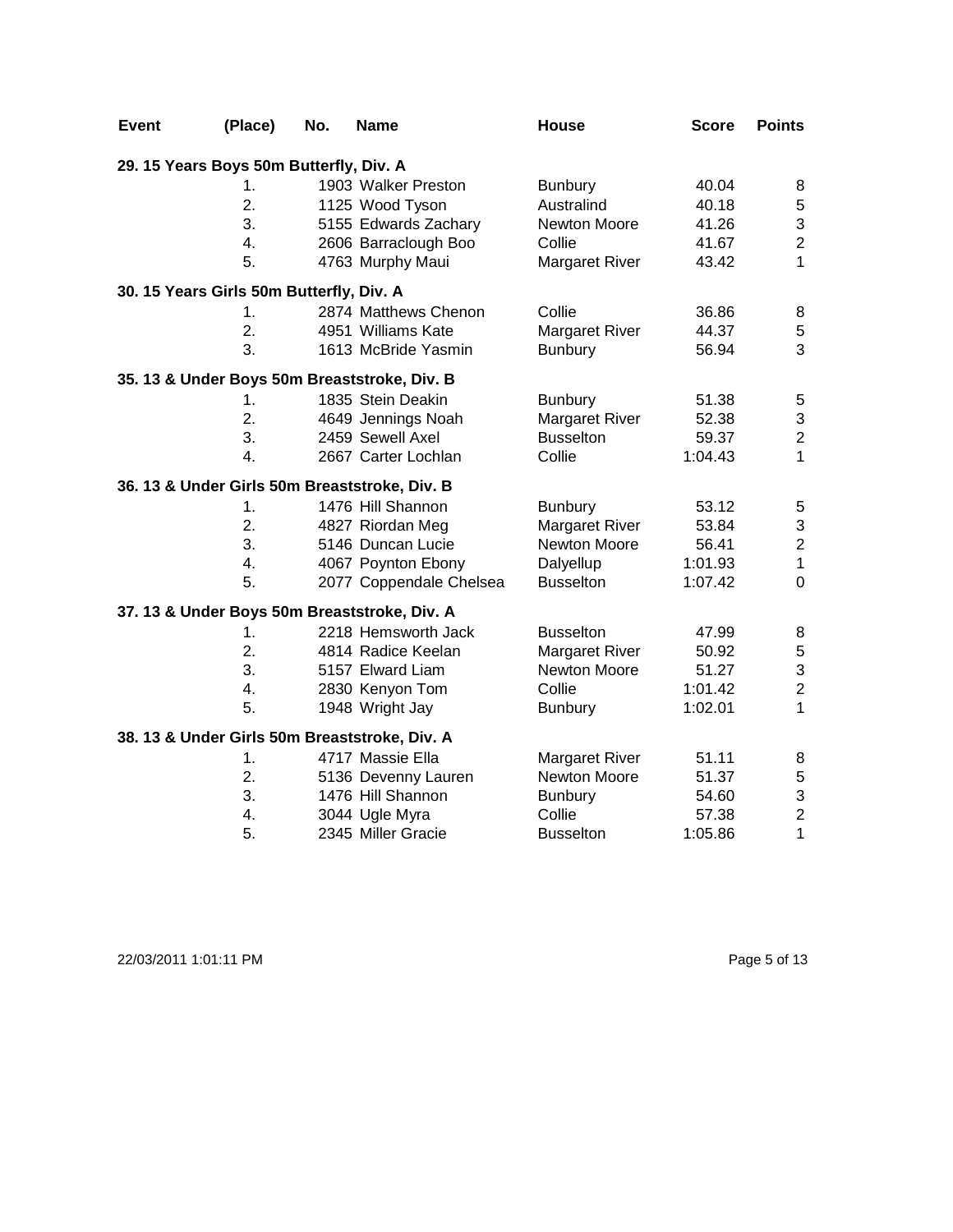| Event | (Place) | No. | Name | House | Score | Points |
|---|---|---|---|---|---|---|
| **29. 15 Years Boys 50m Butterfly, Div. A** | | | | | | |
| | 1. | 1903 | Walker Preston | Bunbury | 40.04 | 8 |
| | 2. | 1125 | Wood Tyson | Australind | 40.18 | 5 |
| | 3. | 5155 | Edwards Zachary | Newton Moore | 41.26 | 3 |
| | 4. | 2606 | Barraclough Boo | Collie | 41.67 | 2 |
| | 5. | 4763 | Murphy Maui | Margaret River | 43.42 | 1 |
| **30. 15 Years Girls 50m Butterfly, Div. A** | | | | | | |
| | 1. | 2874 | Matthews Chenon | Collie | 36.86 | 8 |
| | 2. | 4951 | Williams Kate | Margaret River | 44.37 | 5 |
| | 3. | 1613 | McBride Yasmin | Bunbury | 56.94 | 3 |
| **35. 13 & Under Boys 50m Breaststroke, Div. B** | | | | | | |
| | 1. | 1835 | Stein Deakin | Bunbury | 51.38 | 5 |
| | 2. | 4649 | Jennings Noah | Margaret River | 52.38 | 3 |
| | 3. | 2459 | Sewell Axel | Busselton | 59.37 | 2 |
| | 4. | 2667 | Carter Lochlan | Collie | 1:04.43 | 1 |
| **36. 13 & Under Girls 50m Breaststroke, Div. B** | | | | | | |
| | 1. | 1476 | Hill Shannon | Bunbury | 53.12 | 5 |
| | 2. | 4827 | Riordan Meg | Margaret River | 53.84 | 3 |
| | 3. | 5146 | Duncan Lucie | Newton Moore | 56.41 | 2 |
| | 4. | 4067 | Poynton Ebony | Dalyellup | 1:01.93 | 1 |
| | 5. | 2077 | Coppendale Chelsea | Busselton | 1:07.42 | 0 |
| **37. 13 & Under Boys 50m Breaststroke, Div. A** | | | | | | |
| | 1. | 2218 | Hemsworth Jack | Busselton | 47.99 | 8 |
| | 2. | 4814 | Radice Keelan | Margaret River | 50.92 | 5 |
| | 3. | 5157 | Elward Liam | Newton Moore | 51.27 | 3 |
| | 4. | 2830 | Kenyon Tom | Collie | 1:01.42 | 2 |
| | 5. | 1948 | Wright Jay | Bunbury | 1:02.01 | 1 |
| **38. 13 & Under Girls 50m Breaststroke, Div. A** | | | | | | |
| | 1. | 4717 | Massie Ella | Margaret River | 51.11 | 8 |
| | 2. | 5136 | Devenny Lauren | Newton Moore | 51.37 | 5 |
| | 3. | 1476 | Hill Shannon | Bunbury | 54.60 | 3 |
| | 4. | 3044 | Ugle Myra | Collie | 57.38 | 2 |
| | 5. | 2345 | Miller Gracie | Busselton | 1:05.86 | 1 |

22/03/2011 1:01:11 PM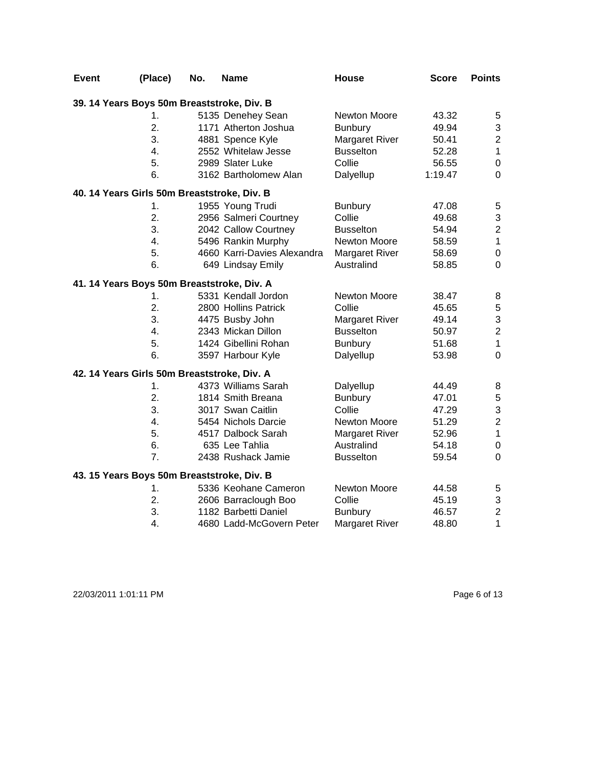| Event | (Place) | No. | Name | House | Score | Points |
|---|---|---|---|---|---|---|
| **39. 14 Years Boys 50m Breaststroke, Div. B** | | | | | | |
| | 1. | 5135 | Denehey Sean | Newton Moore | 43.32 | 5 |
| | 2. | 1171 | Atherton Joshua | Bunbury | 49.94 | 3 |
| | 3. | 4881 | Spence Kyle | Margaret River | 50.41 | 2 |
| | 4. | 2552 | Whitelaw Jesse | Busselton | 52.28 | 1 |
| | 5. | 2989 | Slater Luke | Collie | 56.55 | 0 |
| | 6. | 3162 | Bartholomew Alan | Dalyellup | 1:19.47 | 0 |
| **40. 14 Years Girls 50m Breaststroke, Div. B** | | | | | | |
| | 1. | 1955 | Young Trudi | Bunbury | 47.08 | 5 |
| | 2. | 2956 | Salmeri Courtney | Collie | 49.68 | 3 |
| | 3. | 2042 | Callow Courtney | Busselton | 54.94 | 2 |
| | 4. | 5496 | Rankin Murphy | Newton Moore | 58.59 | 1 |
| | 5. | 4660 | Karri-Davies Alexandra | Margaret River | 58.69 | 0 |
| | 6. | 649 | Lindsay Emily | Australind | 58.85 | 0 |
| **41. 14 Years Boys 50m Breaststroke, Div. A** | | | | | | |
| | 1. | 5331 | Kendall Jordon | Newton Moore | 38.47 | 8 |
| | 2. | 2800 | Hollins Patrick | Collie | 45.65 | 5 |
| | 3. | 4475 | Busby John | Margaret River | 49.14 | 3 |
| | 4. | 2343 | Mickan Dillon | Busselton | 50.97 | 2 |
| | 5. | 1424 | Gibellini Rohan | Bunbury | 51.68 | 1 |
| | 6. | 3597 | Harbour Kyle | Dalyellup | 53.98 | 0 |
| **42. 14 Years Girls 50m Breaststroke, Div. A** | | | | | | |
| | 1. | 4373 | Williams Sarah | Dalyellup | 44.49 | 8 |
| | 2. | 1814 | Smith Breana | Bunbury | 47.01 | 5 |
| | 3. | 3017 | Swan Caitlin | Collie | 47.29 | 3 |
| | 4. | 5454 | Nichols Darcie | Newton Moore | 51.29 | 2 |
| | 5. | 4517 | Dalbock Sarah | Margaret River | 52.96 | 1 |
| | 6. | 635 | Lee Tahlia | Australind | 54.18 | 0 |
| | 7. | 2438 | Rushack Jamie | Busselton | 59.54 | 0 |
| **43. 15 Years Boys 50m Breaststroke, Div. B** | | | | | | |
| | 1. | 5336 | Keohane Cameron | Newton Moore | 44.58 | 5 |
| | 2. | 2606 | Barraclough Boo | Collie | 45.19 | 3 |
| | 3. | 1182 | Barbetti Daniel | Bunbury | 46.57 | 2 |
| | 4. | 4680 | Ladd-McGovern Peter | Margaret River | 48.80 | 1 |

22/03/2011 1:01:11 PM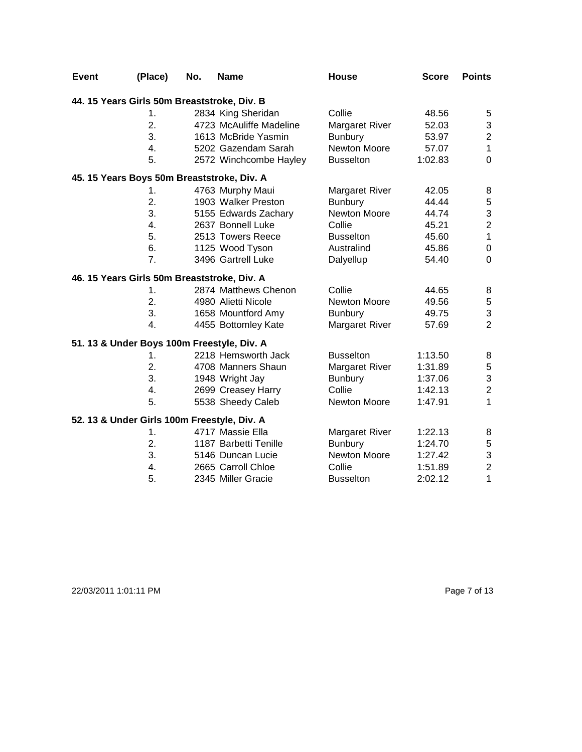| Event | (Place) | No. | Name | House | Score | Points |
|---|---|---|---|---|---|---|
| **44. 15 Years Girls 50m Breaststroke, Div. B** | | | | | | |
| | 1. | 2834 | King Sheridan | Collie | 48.56 | 5 |
| | 2. | 4723 | McAuliffe Madeline | Margaret River | 52.03 | 3 |
| | 3. | 1613 | McBride Yasmin | Bunbury | 53.97 | 2 |
| | 4. | 5202 | Gazendam Sarah | Newton Moore | 57.07 | 1 |
| | 5. | 2572 | Winchcombe Hayley | Busselton | 1:02.83 | 0 |
| **45. 15 Years Boys 50m Breaststroke, Div. A** | | | | | | |
| | 1. | 4763 | Murphy Maui | Margaret River | 42.05 | 8 |
| | 2. | 1903 | Walker Preston | Bunbury | 44.44 | 5 |
| | 3. | 5155 | Edwards Zachary | Newton Moore | 44.74 | 3 |
| | 4. | 2637 | Bonnell Luke | Collie | 45.21 | 2 |
| | 5. | 2513 | Towers Reece | Busselton | 45.60 | 1 |
| | 6. | 1125 | Wood Tyson | Australind | 45.86 | 0 |
| | 7. | 3496 | Gartrell Luke | Dalyellup | 54.40 | 0 |
| **46. 15 Years Girls 50m Breaststroke, Div. A** | | | | | | |
| | 1. | 2874 | Matthews Chenon | Collie | 44.65 | 8 |
| | 2. | 4980 | Alietti Nicole | Newton Moore | 49.56 | 5 |
| | 3. | 1658 | Mountford Amy | Bunbury | 49.75 | 3 |
| | 4. | 4455 | Bottomley Kate | Margaret River | 57.69 | 2 |
| **51. 13 & Under Boys 100m Freestyle, Div. A** | | | | | | |
| | 1. | 2218 | Hemsworth Jack | Busselton | 1:13.50 | 8 |
| | 2. | 4708 | Manners Shaun | Margaret River | 1:31.89 | 5 |
| | 3. | 1948 | Wright Jay | Bunbury | 1:37.06 | 3 |
| | 4. | 2699 | Creasey Harry | Collie | 1:42.13 | 2 |
| | 5. | 5538 | Sheedy Caleb | Newton Moore | 1:47.91 | 1 |
| **52. 13 & Under Girls 100m Freestyle, Div. A** | | | | | | |
| | 1. | 4717 | Massie Ella | Margaret River | 1:22.13 | 8 |
| | 2. | 1187 | Barbetti Tenille | Bunbury | 1:24.70 | 5 |
| | 3. | 5146 | Duncan Lucie | Newton Moore | 1:27.42 | 3 |
| | 4. | 2665 | Carroll Chloe | Collie | 1:51.89 | 2 |
| | 5. | 2345 | Miller Gracie | Busselton | 2:02.12 | 1 |

22/03/2011 1:01:11 PM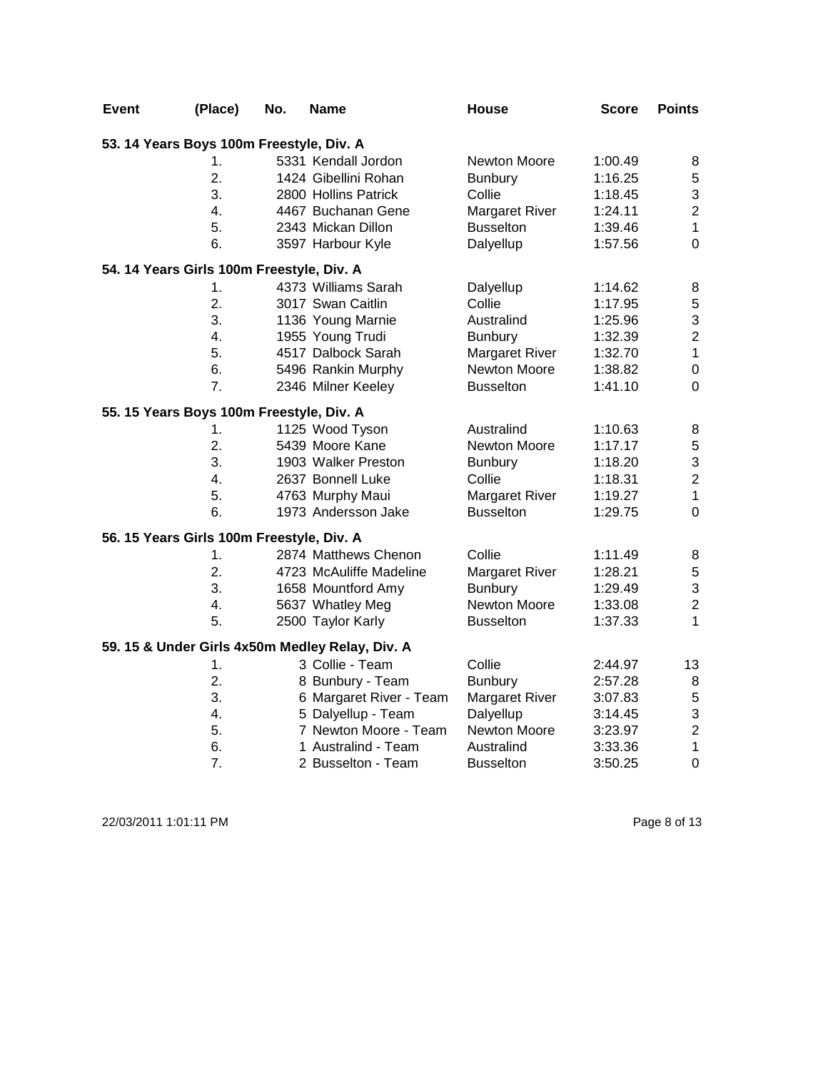| Event | (Place) | No. | Name | House | Score | Points |
|---|---|---|---|---|---|---|
| **53. 14 Years Boys 100m Freestyle, Div. A** | | | | | | |
| | 1. | 5331 | Kendall Jordon | Newton Moore | 1:00.49 | 8 |
| | 2. | 1424 | Gibellini Rohan | Bunbury | 1:16.25 | 5 |
| | 3. | 2800 | Hollins Patrick | Collie | 1:18.45 | 3 |
| | 4. | 4467 | Buchanan Gene | Margaret River | 1:24.11 | 2 |
| | 5. | 2343 | Mickan Dillon | Busselton | 1:39.46 | 1 |
| | 6. | 3597 | Harbour Kyle | Dalyellup | 1:57.56 | 0 |
| **54. 14 Years Girls 100m Freestyle, Div. A** | | | | | | |
| | 1. | 4373 | Williams Sarah | Dalyellup | 1:14.62 | 8 |
| | 2. | 3017 | Swan Caitlin | Collie | 1:17.95 | 5 |
| | 3. | 1136 | Young Marnie | Australind | 1:25.96 | 3 |
| | 4. | 1955 | Young Trudi | Bunbury | 1:32.39 | 2 |
| | 5. | 4517 | Dalbock Sarah | Margaret River | 1:32.70 | 1 |
| | 6. | 5496 | Rankin Murphy | Newton Moore | 1:38.82 | 0 |
| | 7. | 2346 | Milner Keeley | Busselton | 1:41.10 | 0 |
| **55. 15 Years Boys 100m Freestyle, Div. A** | | | | | | |
| | 1. | 1125 | Wood Tyson | Australind | 1:10.63 | 8 |
| | 2. | 5439 | Moore Kane | Newton Moore | 1:17.17 | 5 |
| | 3. | 1903 | Walker Preston | Bunbury | 1:18.20 | 3 |
| | 4. | 2637 | Bonnell Luke | Collie | 1:18.31 | 2 |
| | 5. | 4763 | Murphy Maui | Margaret River | 1:19.27 | 1 |
| | 6. | 1973 | Andersson Jake | Busselton | 1:29.75 | 0 |
| **56. 15 Years Girls 100m Freestyle, Div. A** | | | | | | |
| | 1. | 2874 | Matthews Chenon | Collie | 1:11.49 | 8 |
| | 2. | 4723 | McAuliffe Madeline | Margaret River | 1:28.21 | 5 |
| | 3. | 1658 | Mountford Amy | Bunbury | 1:29.49 | 3 |
| | 4. | 5637 | Whatley Meg | Newton Moore | 1:33.08 | 2 |
| | 5. | 2500 | Taylor Karly | Busselton | 1:37.33 | 1 |
| **59. 15 & Under Girls 4x50m Medley Relay, Div. A** | | | | | | |
| | 1. | 3 | Collie - Team | Collie | 2:44.97 | 13 |
| | 2. | 8 | Bunbury - Team | Bunbury | 2:57.28 | 8 |
| | 3. | 6 | Margaret River - Team | Margaret River | 3:07.83 | 5 |
| | 4. | 5 | Dalyellup - Team | Dalyellup | 3:14.45 | 3 |
| | 5. | 7 | Newton Moore - Team | Newton Moore | 3:23.97 | 2 |
| | 6. | 1 | Australind - Team | Australind | 3:33.36 | 1 |
| | 7. | 2 | Busselton - Team | Busselton | 3:50.25 | 0 |

22/03/2011 1:01:11 PM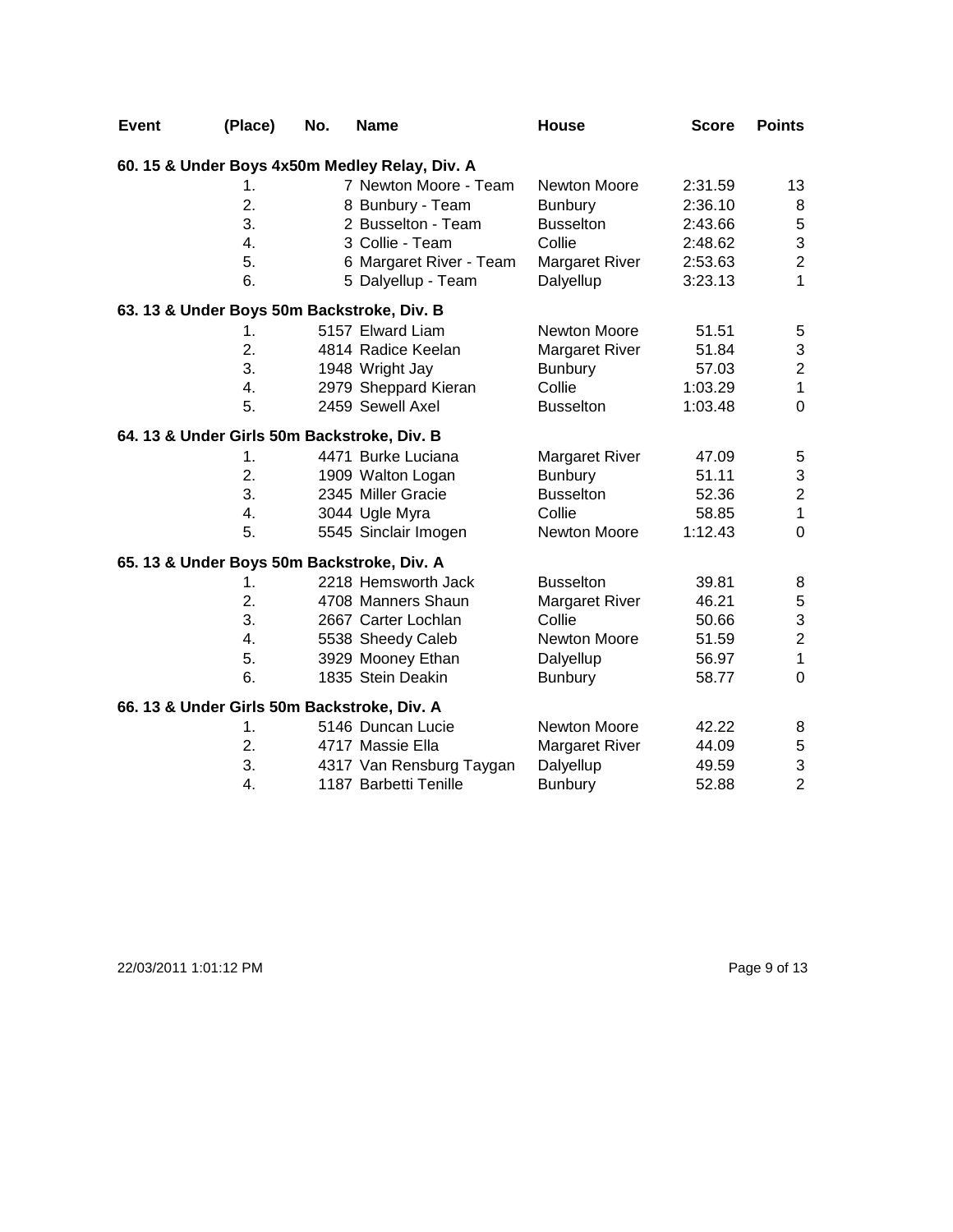| Event | (Place) | No. | Name | House | Score | Points |
|---|---|---|---|---|---|---|
| **60. 15 & Under Boys 4x50m Medley Relay, Div. A** | | | | | | |
| | 1. | 7 | Newton Moore - Team | Newton Moore | 2:31.59 | 13 |
| | 2. | 8 | Bunbury - Team | Bunbury | 2:36.10 | 8 |
| | 3. | 2 | Busselton - Team | Busselton | 2:43.66 | 5 |
| | 4. | 3 | Collie - Team | Collie | 2:48.62 | 3 |
| | 5. | 6 | Margaret River - Team | Margaret River | 2:53.63 | 2 |
| | 6. | 5 | Dalyellup - Team | Dalyellup | 3:23.13 | 1 |
| **63. 13 & Under Boys 50m Backstroke, Div. B** | | | | | | |
| | 1. | 5157 | Elward Liam | Newton Moore | 51.51 | 5 |
| | 2. | 4814 | Radice Keelan | Margaret River | 51.84 | 3 |
| | 3. | 1948 | Wright Jay | Bunbury | 57.03 | 2 |
| | 4. | 2979 | Sheppard Kieran | Collie | 1:03.29 | 1 |
| | 5. | 2459 | Sewell Axel | Busselton | 1:03.48 | 0 |
| **64. 13 & Under Girls 50m Backstroke, Div. B** | | | | | | |
| | 1. | 4471 | Burke Luciana | Margaret River | 47.09 | 5 |
| | 2. | 1909 | Walton Logan | Bunbury | 51.11 | 3 |
| | 3. | 2345 | Miller Gracie | Busselton | 52.36 | 2 |
| | 4. | 3044 | Ugle Myra | Collie | 58.85 | 1 |
| | 5. | 5545 | Sinclair Imogen | Newton Moore | 1:12.43 | 0 |
| **65. 13 & Under Boys 50m Backstroke, Div. A** | | | | | | |
| | 1. | 2218 | Hemsworth Jack | Busselton | 39.81 | 8 |
| | 2. | 4708 | Manners Shaun | Margaret River | 46.21 | 5 |
| | 3. | 2667 | Carter Lochlan | Collie | 50.66 | 3 |
| | 4. | 5538 | Sheedy Caleb | Newton Moore | 51.59 | 2 |
| | 5. | 3929 | Mooney Ethan | Dalyellup | 56.97 | 1 |
| | 6. | 1835 | Stein Deakin | Bunbury | 58.77 | 0 |
| **66. 13 & Under Girls 50m Backstroke, Div. A** | | | | | | |
| | 1. | 5146 | Duncan Lucie | Newton Moore | 42.22 | 8 |
| | 2. | 4717 | Massie Ella | Margaret River | 44.09 | 5 |
| | 3. | 4317 | Van Rensburg Taygan | Dalyellup | 49.59 | 3 |
| | 4. | 1187 | Barbetti Tenille | Bunbury | 52.88 | 2 |

22/03/2011 1:01:12 PM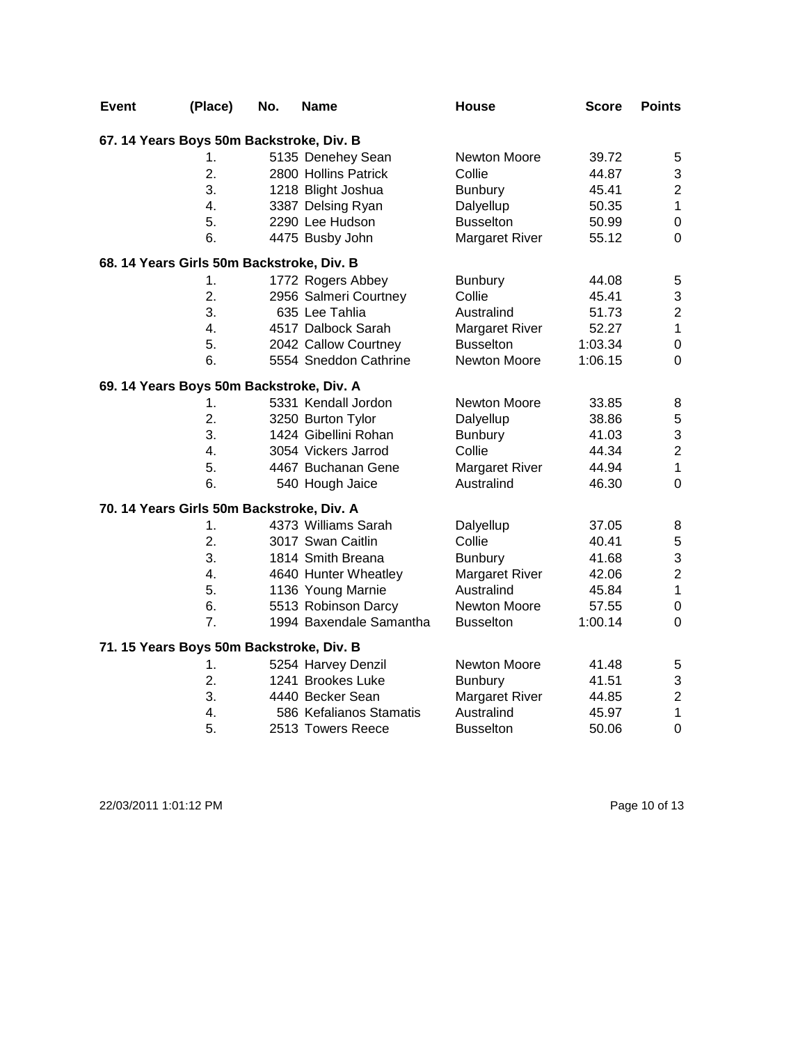| Event | (Place) | No. | Name | House | Score | Points |
|---|---|---|---|---|---|---|
| **67. 14 Years Boys 50m Backstroke, Div. B** | | | | | | |
| | 1. | 5135 | Denehey Sean | Newton Moore | 39.72 | 5 |
| | 2. | 2800 | Hollins Patrick | Collie | 44.87 | 3 |
| | 3. | 1218 | Blight Joshua | Bunbury | 45.41 | 2 |
| | 4. | 3387 | Delsing Ryan | Dalyellup | 50.35 | 1 |
| | 5. | 2290 | Lee Hudson | Busselton | 50.99 | 0 |
| | 6. | 4475 | Busby John | Margaret River | 55.12 | 0 |
| **68. 14 Years Girls 50m Backstroke, Div. B** | | | | | | |
| | 1. | 1772 | Rogers Abbey | Bunbury | 44.08 | 5 |
| | 2. | 2956 | Salmeri Courtney | Collie | 45.41 | 3 |
| | 3. | 635 | Lee Tahlia | Australind | 51.73 | 2 |
| | 4. | 4517 | Dalbock Sarah | Margaret River | 52.27 | 1 |
| | 5. | 2042 | Callow Courtney | Busselton | 1:03.34 | 0 |
| | 6. | 5554 | Sneddon Cathrine | Newton Moore | 1:06.15 | 0 |
| **69. 14 Years Boys 50m Backstroke, Div. A** | | | | | | |
| | 1. | 5331 | Kendall Jordon | Newton Moore | 33.85 | 8 |
| | 2. | 3250 | Burton Tylor | Dalyellup | 38.86 | 5 |
| | 3. | 1424 | Gibellini Rohan | Bunbury | 41.03 | 3 |
| | 4. | 3054 | Vickers Jarrod | Collie | 44.34 | 2 |
| | 5. | 4467 | Buchanan Gene | Margaret River | 44.94 | 1 |
| | 6. | 540 | Hough Jaice | Australind | 46.30 | 0 |
| **70. 14 Years Girls 50m Backstroke, Div. A** | | | | | | |
| | 1. | 4373 | Williams Sarah | Dalyellup | 37.05 | 8 |
| | 2. | 3017 | Swan Caitlin | Collie | 40.41 | 5 |
| | 3. | 1814 | Smith Breana | Bunbury | 41.68 | 3 |
| | 4. | 4640 | Hunter Wheatley | Margaret River | 42.06 | 2 |
| | 5. | 1136 | Young Marnie | Australind | 45.84 | 1 |
| | 6. | 5513 | Robinson Darcy | Newton Moore | 57.55 | 0 |
| | 7. | 1994 | Baxendale Samantha | Busselton | 1:00.14 | 0 |
| **71. 15 Years Boys 50m Backstroke, Div. B** | | | | | | |
| | 1. | 5254 | Harvey Denzil | Newton Moore | 41.48 | 5 |
| | 2. | 1241 | Brookes Luke | Bunbury | 41.51 | 3 |
| | 3. | 4440 | Becker Sean | Margaret River | 44.85 | 2 |
| | 4. | 586 | Kefalianos Stamatis | Australind | 45.97 | 1 |
| | 5. | 2513 | Towers Reece | Busselton | 50.06 | 0 |

22/03/2011 1:01:12 PM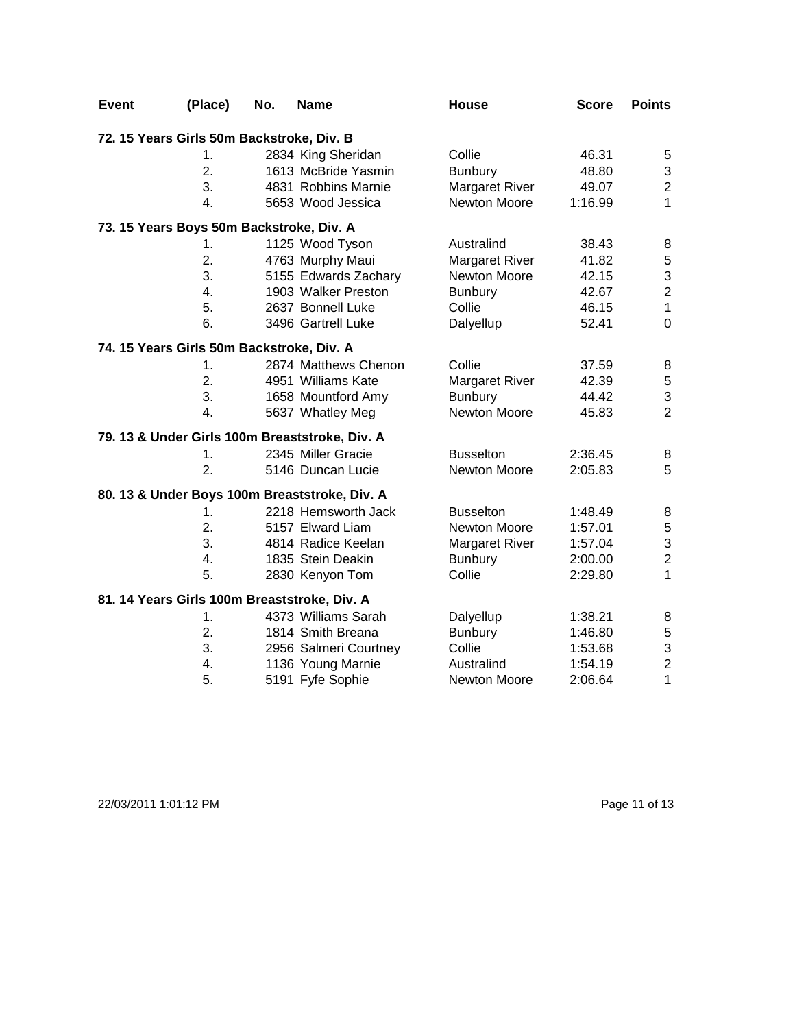| Event | (Place) | No. | Name | House | Score | Points |
|---|---|---|---|---|---|---|
| **72. 15 Years Girls 50m Backstroke, Div. B** | | | | | | |
| | 1. | 2834 | King Sheridan | Collie | 46.31 | 5 |
| | 2. | 1613 | McBride Yasmin | Bunbury | 48.80 | 3 |
| | 3. | 4831 | Robbins Marnie | Margaret River | 49.07 | 2 |
| | 4. | 5653 | Wood Jessica | Newton Moore | 1:16.99 | 1 |
| **73. 15 Years Boys 50m Backstroke, Div. A** | | | | | | |
| | 1. | 1125 | Wood Tyson | Australind | 38.43 | 8 |
| | 2. | 4763 | Murphy Maui | Margaret River | 41.82 | 5 |
| | 3. | 5155 | Edwards Zachary | Newton Moore | 42.15 | 3 |
| | 4. | 1903 | Walker Preston | Bunbury | 42.67 | 2 |
| | 5. | 2637 | Bonnell Luke | Collie | 46.15 | 1 |
| | 6. | 3496 | Gartrell Luke | Dalyellup | 52.41 | 0 |
| **74. 15 Years Girls 50m Backstroke, Div. A** | | | | | | |
| | 1. | 2874 | Matthews Chenon | Collie | 37.59 | 8 |
| | 2. | 4951 | Williams Kate | Margaret River | 42.39 | 5 |
| | 3. | 1658 | Mountford Amy | Bunbury | 44.42 | 3 |
| | 4. | 5637 | Whatley Meg | Newton Moore | 45.83 | 2 |
| **79. 13 & Under Girls 100m Breaststroke, Div. A** | | | | | | |
| | 1. | 2345 | Miller Gracie | Busselton | 2:36.45 | 8 |
| | 2. | 5146 | Duncan Lucie | Newton Moore | 2:05.83 | 5 |
| **80. 13 & Under Boys 100m Breaststroke, Div. A** | | | | | | |
| | 1. | 2218 | Hemsworth Jack | Busselton | 1:48.49 | 8 |
| | 2. | 5157 | Elward Liam | Newton Moore | 1:57.01 | 5 |
| | 3. | 4814 | Radice Keelan | Margaret River | 1:57.04 | 3 |
| | 4. | 1835 | Stein Deakin | Bunbury | 2:00.00 | 2 |
| | 5. | 2830 | Kenyon Tom | Collie | 2:29.80 | 1 |
| **81. 14 Years Girls 100m Breaststroke, Div. A** | | | | | | |
| | 1. | 4373 | Williams Sarah | Dalyellup | 1:38.21 | 8 |
| | 2. | 1814 | Smith Breana | Bunbury | 1:46.80 | 5 |
| | 3. | 2956 | Salmeri Courtney | Collie | 1:53.68 | 3 |
| | 4. | 1136 | Young Marnie | Australind | 1:54.19 | 2 |
| | 5. | 5191 | Fyfe Sophie | Newton Moore | 2:06.64 | 1 |

22/03/2011 1:01:12 PM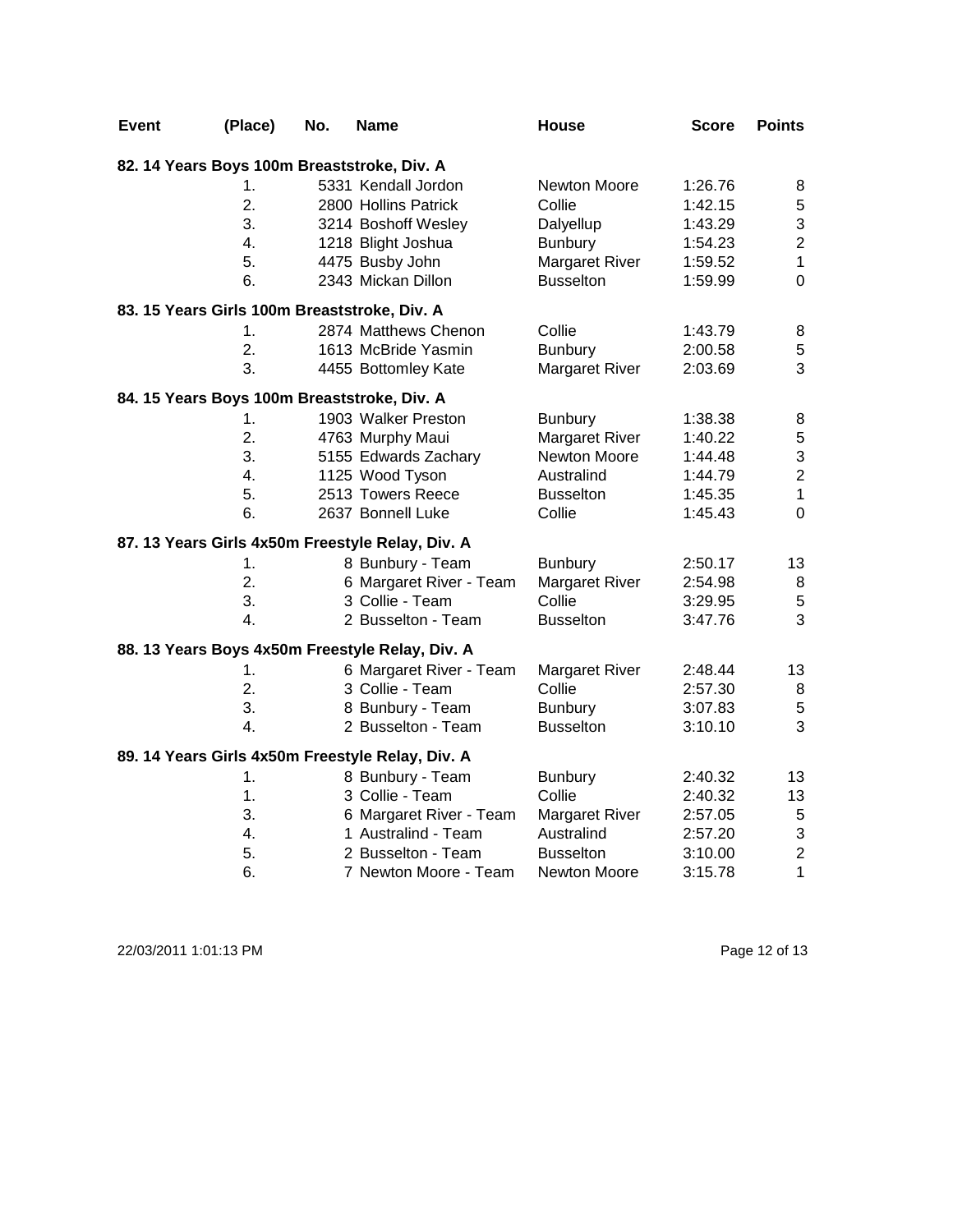| Event | (Place) | No. | Name | House | Score | Points |
|---|---|---|---|---|---|---|
| **82. 14 Years Boys 100m Breaststroke, Div. A** | | | | | | |
| | 1. | 5331 | Kendall Jordon | Newton Moore | 1:26.76 | 8 |
| | 2. | 2800 | Hollins Patrick | Collie | 1:42.15 | 5 |
| | 3. | 3214 | Boshoff Wesley | Dalyellup | 1:43.29 | 3 |
| | 4. | 1218 | Blight Joshua | Bunbury | 1:54.23 | 2 |
| | 5. | 4475 | Busby John | Margaret River | 1:59.52 | 1 |
| | 6. | 2343 | Mickan Dillon | Busselton | 1:59.99 | 0 |
| **83. 15 Years Girls 100m Breaststroke, Div. A** | | | | | | |
| | 1. | 2874 | Matthews Chenon | Collie | 1:43.79 | 8 |
| | 2. | 1613 | McBride Yasmin | Bunbury | 2:00.58 | 5 |
| | 3. | 4455 | Bottomley Kate | Margaret River | 2:03.69 | 3 |
| **84. 15 Years Boys 100m Breaststroke, Div. A** | | | | | | |
| | 1. | 1903 | Walker Preston | Bunbury | 1:38.38 | 8 |
| | 2. | 4763 | Murphy Maui | Margaret River | 1:40.22 | 5 |
| | 3. | 5155 | Edwards Zachary | Newton Moore | 1:44.48 | 3 |
| | 4. | 1125 | Wood Tyson | Australind | 1:44.79 | 2 |
| | 5. | 2513 | Towers Reece | Busselton | 1:45.35 | 1 |
| | 6. | 2637 | Bonnell Luke | Collie | 1:45.43 | 0 |
| **87. 13 Years Girls 4x50m Freestyle Relay, Div. A** | | | | | | |
| | 1. | 8 | Bunbury - Team | Bunbury | 2:50.17 | 13 |
| | 2. | 6 | Margaret River - Team | Margaret River | 2:54.98 | 8 |
| | 3. | 3 | Collie - Team | Collie | 3:29.95 | 5 |
| | 4. | 2 | Busselton - Team | Busselton | 3:47.76 | 3 |
| **88. 13 Years Boys 4x50m Freestyle Relay, Div. A** | | | | | | |
| | 1. | 6 | Margaret River - Team | Margaret River | 2:48.44 | 13 |
| | 2. | 3 | Collie - Team | Collie | 2:57.30 | 8 |
| | 3. | 8 | Bunbury - Team | Bunbury | 3:07.83 | 5 |
| | 4. | 2 | Busselton - Team | Busselton | 3:10.10 | 3 |
| **89. 14 Years Girls 4x50m Freestyle Relay, Div. A** | | | | | | |
| | 1. | 8 | Bunbury - Team | Bunbury | 2:40.32 | 13 |
| | 1. | 3 | Collie - Team | Collie | 2:40.32 | 13 |
| | 3. | 6 | Margaret River - Team | Margaret River | 2:57.05 | 5 |
| | 4. | 1 | Australind - Team | Australind | 2:57.20 | 3 |
| | 5. | 2 | Busselton - Team | Busselton | 3:10.00 | 2 |
| | 6. | 7 | Newton Moore - Team | Newton Moore | 3:15.78 | 1 |

22/03/2011 1:01:13 PM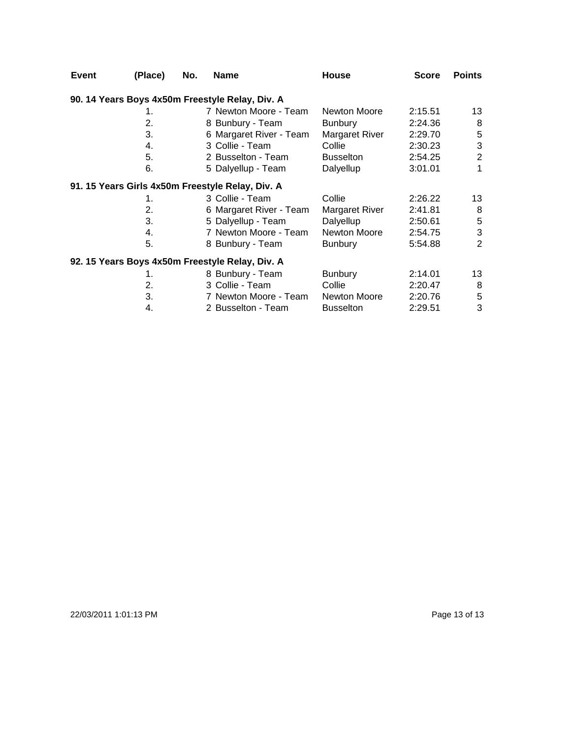| Event | (Place) | No. | Name | House | Score | Points |
|---|---|---|---|---|---|---|
| **90. 14 Years Boys 4x50m Freestyle Relay, Div. A** | | | | | | |
| | 1. | 7 | Newton Moore - Team | Newton Moore | 2:15.51 | 13 |
| | 2. | 8 | Bunbury - Team | Bunbury | 2:24.36 | 8 |
| | 3. | 6 | Margaret River - Team | Margaret River | 2:29.70 | 5 |
| | 4. | 3 | Collie - Team | Collie | 2:30.23 | 3 |
| | 5. | 2 | Busselton - Team | Busselton | 2:54.25 | 2 |
| | 6. | 5 | Dalyellup - Team | Dalyellup | 3:01.01 | 1 |
| **91. 15 Years Girls 4x50m Freestyle Relay, Div. A** | | | | | | |
| | 1. | 3 | Collie - Team | Collie | 2:26.22 | 13 |
| | 2. | 6 | Margaret River - Team | Margaret River | 2:41.81 | 8 |
| | 3. | 5 | Dalyellup - Team | Dalyellup | 2:50.61 | 5 |
| | 4. | 7 | Newton Moore - Team | Newton Moore | 2:54.75 | 3 |
| | 5. | 8 | Bunbury - Team | Bunbury | 5:54.88 | 2 |
| **92. 15 Years Boys 4x50m Freestyle Relay, Div. A** | | | | | | |
| | 1. | 8 | Bunbury - Team | Bunbury | 2:14.01 | 13 |
| | 2. | 3 | Collie - Team | Collie | 2:20.47 | 8 |
| | 3. | 7 | Newton Moore - Team | Newton Moore | 2:20.76 | 5 |
| | 4. | 2 | Busselton - Team | Busselton | 2:29.51 | 3 |

22/03/2011 1:01:13 PM